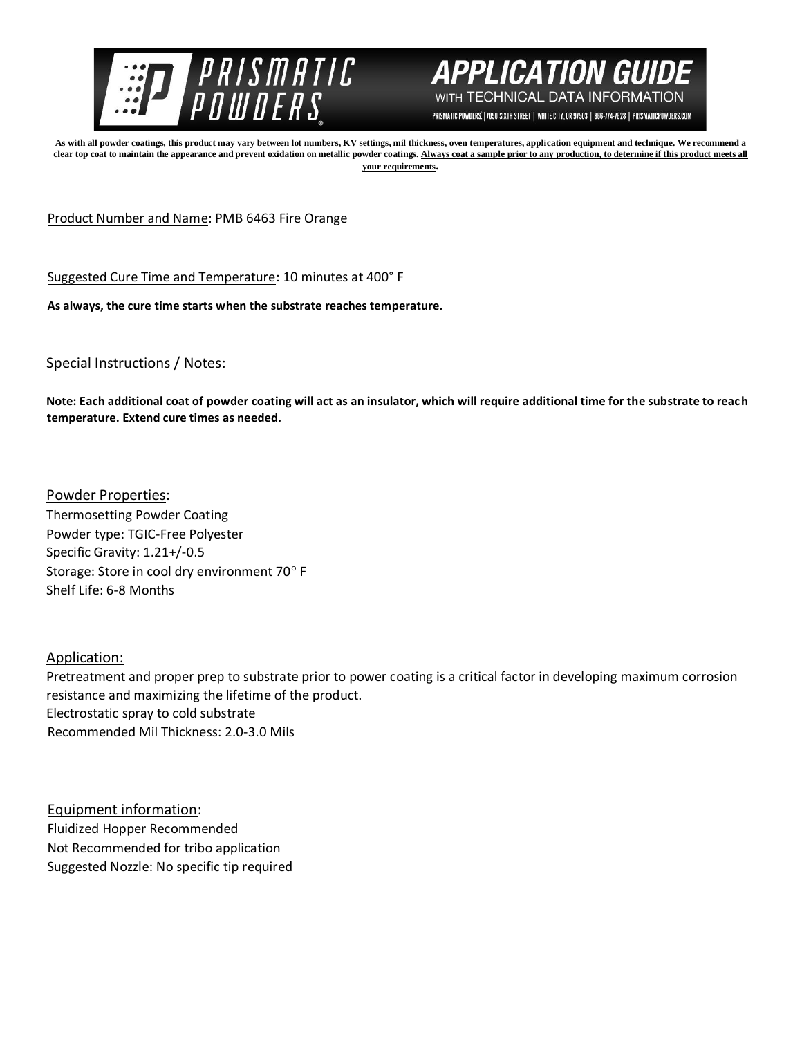# PRISMATIC POWDERS

## APPLICATION GUIDE WITH TECHNICAL DATA INFORMATION

PRISMATIC POWDERS. | 7050 SIXTH STREET | WHITE CITY, OR 97503 | 866-774-7628 | PRISMATICPOWDERS.COM

**As with all powder coatings, this product may vary between lot numbers, KV settings, mil thickness, oven temperatures, application equipment and technique. We recommend a clear top coat to maintain the appearance and prevent oxidation on metallic powder coatings. Always coat a sample prior to any production, to determine if this product meets all your requirements.**

Product Number and Name: PMB 6463 Fire Orange

Suggested Cure Time and Temperature: 10 minutes at 400° F

**As always, the cure time starts when the substrate reaches temperature.**

Special Instructions / Notes:

**Note: Each additional coat of powder coating will act as an insulator, which will require additional time for the substrate to reach temperature. Extend cure times as needed.**

Powder Properties:

Thermosetting Powder Coating
Powder type: TGIC-Free Polyester
Specific Gravity: 1.21+/-0.5
Storage: Store in cool dry environment 70° F
Shelf Life: 6-8 Months

Application:

Pretreatment and proper prep to substrate prior to power coating is a critical factor in developing maximum corrosion resistance and maximizing the lifetime of the product.
Electrostatic spray to cold substrate
Recommended Mil Thickness: 2.0-3.0 Mils

Equipment information:

Fluidized Hopper Recommended
Not Recommended for tribo application
Suggested Nozzle: No specific tip required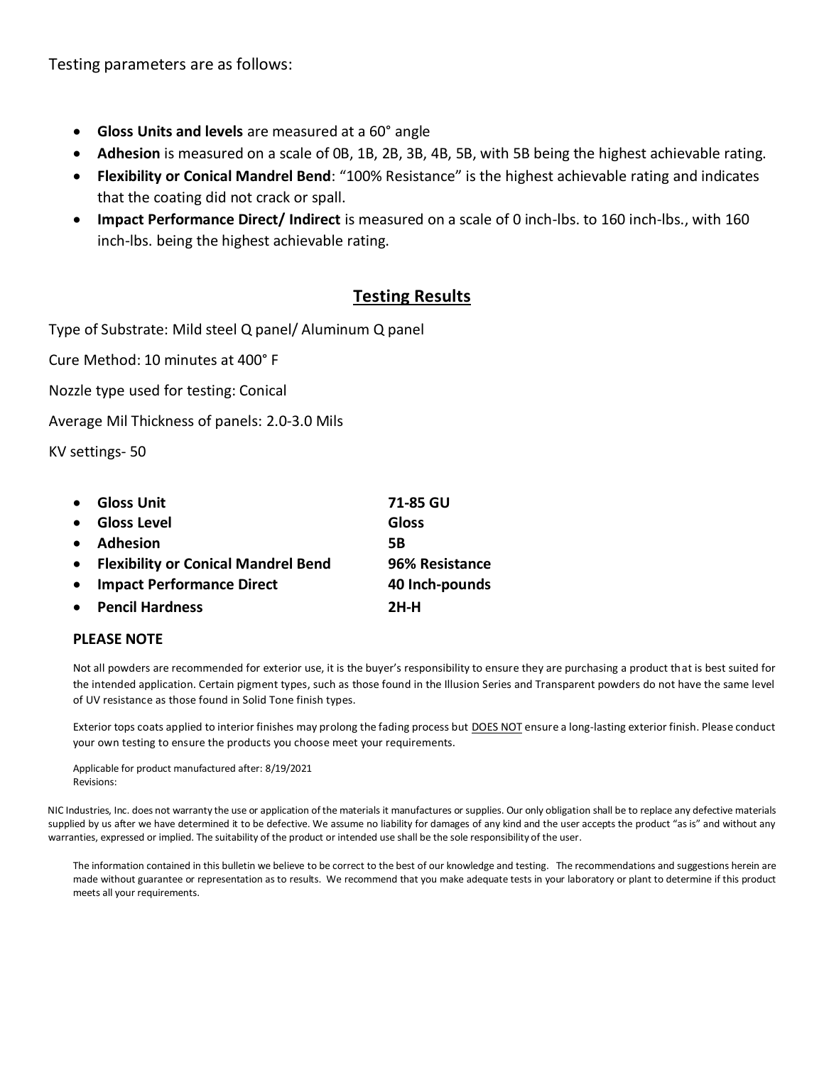Testing parameters are as follows:

- **Gloss Units and levels** are measured at a 60° angle
- **Adhesion** is measured on a scale of 0B, 1B, 2B, 3B, 4B, 5B, with 5B being the highest achievable rating.
- **Flexibility or Conical Mandrel Bend**: "100% Resistance" is the highest achievable rating and indicates that the coating did not crack or spall.
- **Impact Performance Direct/ Indirect** is measured on a scale of 0 inch-lbs. to 160 inch-lbs., with 160 inch-lbs. being the highest achievable rating.

## Testing Results

Type of Substrate: Mild steel Q panel/ Aluminum Q panel

Cure Method: 10 minutes at 400° F

Nozzle type used for testing: Conical

Average Mil Thickness of panels: 2.0-3.0 Mils

KV settings- 50

| | |
|---|---|
| **Gloss Unit** | **71-85 GU** |
| **Gloss Level** | **Gloss** |
| **Adhesion** | **5B** |
| **Flexibility or Conical Mandrel Bend** | **96% Resistance** |
| **Impact Performance Direct** | **40 Inch-pounds** |
| **Pencil Hardness** | **2H-H** |

**PLEASE NOTE**

Not all powders are recommended for exterior use, it is the buyer's responsibility to ensure they are purchasing a product that is best suited for the intended application. Certain pigment types, such as those found in the Illusion Series and Transparent powders do not have the same level of UV resistance as those found in Solid Tone finish types.

Exterior tops coats applied to interior finishes may prolong the fading process but DOES NOT ensure a long-lasting exterior finish. Please conduct your own testing to ensure the products you choose meet your requirements.

Applicable for product manufactured after: 8/19/2021
Revisions:

NIC Industries, Inc. does not warranty the use or application of the materials it manufactures or supplies. Our only obligation shall be to replace any defective materials supplied by us after we have determined it to be defective. We assume no liability for damages of any kind and the user accepts the product "as is" and without any warranties, expressed or implied. The suitability of the product or intended use shall be the sole responsibility of the user.

The information contained in this bulletin we believe to be correct to the best of our knowledge and testing. The recommendations and suggestions herein are made without guarantee or representation as to results. We recommend that you make adequate tests in your laboratory or plant to determine if this product meets all your requirements.